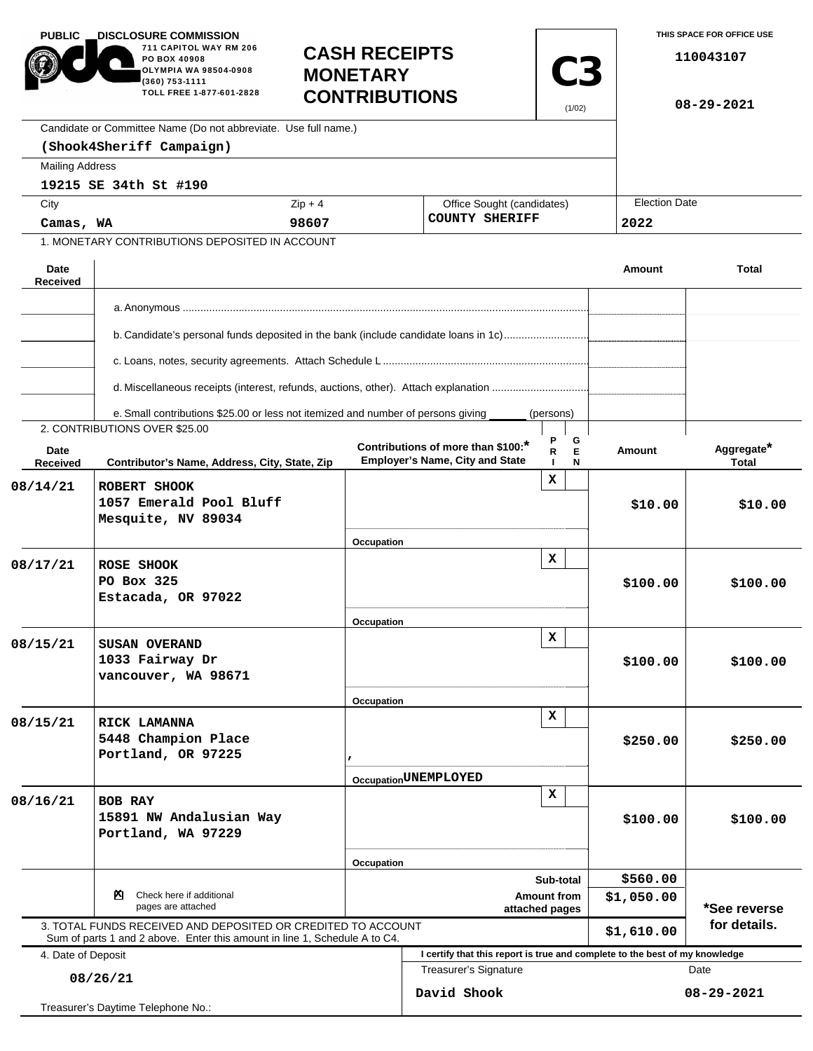PUBLIC DISCLOSURE COMMISSION
711 CAPITOL WAY RM 206
PO BOX 40908
OLYMPIA WA 98504-0908
(360) 753-1111
TOLL FREE 1-877-601-2828

# CASH RECEIPTS MONETARY CONTRIBUTIONS

**C3** (1/02)

THIS SPACE FOR OFFICE USE
110043107
08-29-2021

Candidate or Committee Name (Do not abbreviate. Use full name.)
**(Shook4Sheriff Campaign)**

Mailing Address
**19215 SE 34th St #190**

| City | Zip + 4 | Office Sought (candidates) | Election Date |
|---|---|---|---|
| Camas, WA | 98607 | COUNTY SHERIFF | 2022 |

1. MONETARY CONTRIBUTIONS DEPOSITED IN ACCOUNT

| Date Received | | Amount | Total |
|---|---|---|---|
| | a. Anonymous | | |
| | b. Candidate's personal funds deposited in the bank (include candidate loans in 1c) | | |
| | c. Loans, notes, security agreements. Attach Schedule L | | |
| | d. Miscellaneous receipts (interest, refunds, auctions, other). Attach explanation | | |
| | e. Small contributions $25.00 or less not itemized and number of persons giving ______ (persons) | | |

2. CONTRIBUTIONS OVER $25.00

| Date Received | Contributor's Name, Address, City, State, Zip | Contributions of more than $100:* Employer's Name, City and State | PRI | GEN | Amount | Aggregate* Total |
|---|---|---|---|---|---|---|
| 08/14/21 | ROBERT SHOOK<br>1057 Emerald Pool Bluff<br>Mesquite, NV 89034 | Occupation | X | | $10.00 | $10.00 |
| 08/17/21 | ROSE SHOOK<br>PO Box 325<br>Estacada, OR 97022 | Occupation | X | | $100.00 | $100.00 |
| 08/15/21 | SUSAN OVERAND<br>1033 Fairway Dr<br>vancouver, WA 98671 | Occupation | X | | $100.00 | $100.00 |
| 08/15/21 | RICK LAMANNA<br>5448 Champion Place<br>Portland, OR 97225 | ,<br>Occupation UNEMPLOYED | X | | $250.00 | $250.00 |
| 08/16/21 | BOB RAY<br>15891 NW Andalusian Way<br>Portland, WA 97229 | Occupation | X | | $100.00 | $100.00 |

☒ Check here if additional pages are attached

| | Amount |
|---|---|
| Sub-total | $560.00 |
| Amount from attached pages | $1,050.00 |
| 3. TOTAL FUNDS RECEIVED AND DEPOSITED OR CREDITED TO ACCOUNT (Sum of parts 1 and 2 above. Enter this amount in line 1, Schedule A to C4.) | $1,610.00 |

*See reverse for details.

4. Date of Deposit: **08/26/21**

I certify that this report is true and complete to the best of my knowledge

Treasurer's Signature: **David Shook** Date: **08-29-2021**

Treasurer's Daytime Telephone No.: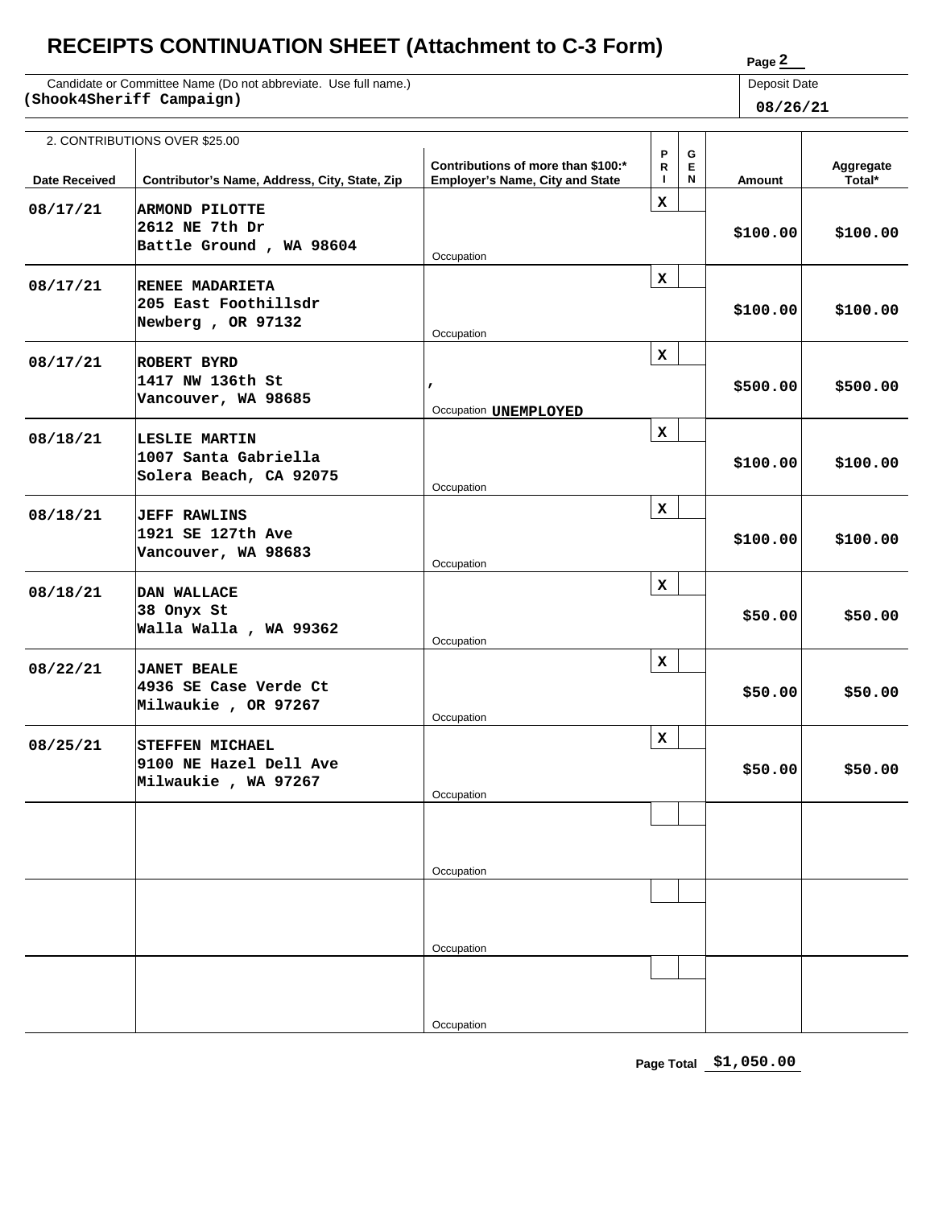# RECEIPTS CONTINUATION SHEET (Attachment to C-3 Form)

Page 2

Candidate or Committee Name (Do not abbreviate. Use full name.)
**(Shook4Sheriff Campaign)**

Deposit Date
**08/26/21**

2. CONTRIBUTIONS OVER $25.00

| Date Received | Contributor's Name, Address, City, State, Zip | Contributions of more than $100:* Employer's Name, City and State | PRI | GEN | Amount | Aggregate Total* |
|---|---|---|---|---|---|---|
| 08/17/21 | ARMOND PILOTTE<br>2612 NE 7th Dr<br>Battle Ground , WA 98604 | Occupation | X | | $100.00 | $100.00 |
| 08/17/21 | RENEE MADARIETA<br>205 East Foothillsdr<br>Newberg , OR 97132 | Occupation | X | | $100.00 | $100.00 |
| 08/17/21 | ROBERT BYRD<br>1417 NW 136th St<br>Vancouver, WA 98685 | ,<br>Occupation UNEMPLOYED | X | | $500.00 | $500.00 |
| 08/18/21 | LESLIE MARTIN<br>1007 Santa Gabriella<br>Solera Beach, CA 92075 | Occupation | X | | $100.00 | $100.00 |
| 08/18/21 | JEFF RAWLINS<br>1921 SE 127th Ave<br>Vancouver, WA 98683 | Occupation | X | | $100.00 | $100.00 |
| 08/18/21 | DAN WALLACE<br>38 Onyx St<br>Walla Walla , WA 99362 | Occupation | X | | $50.00 | $50.00 |
| 08/22/21 | JANET BEALE<br>4936 SE Case Verde Ct<br>Milwaukie , OR 97267 | Occupation | X | | $50.00 | $50.00 |
| 08/25/21 | STEFFEN MICHAEL<br>9100 NE Hazel Dell Ave<br>Milwaukie , WA 97267 | Occupation | X | | $50.00 | $50.00 |
| | | Occupation | | | | |
| | | Occupation | | | | |
| | | Occupation | | | | |

Page Total **$1,050.00**